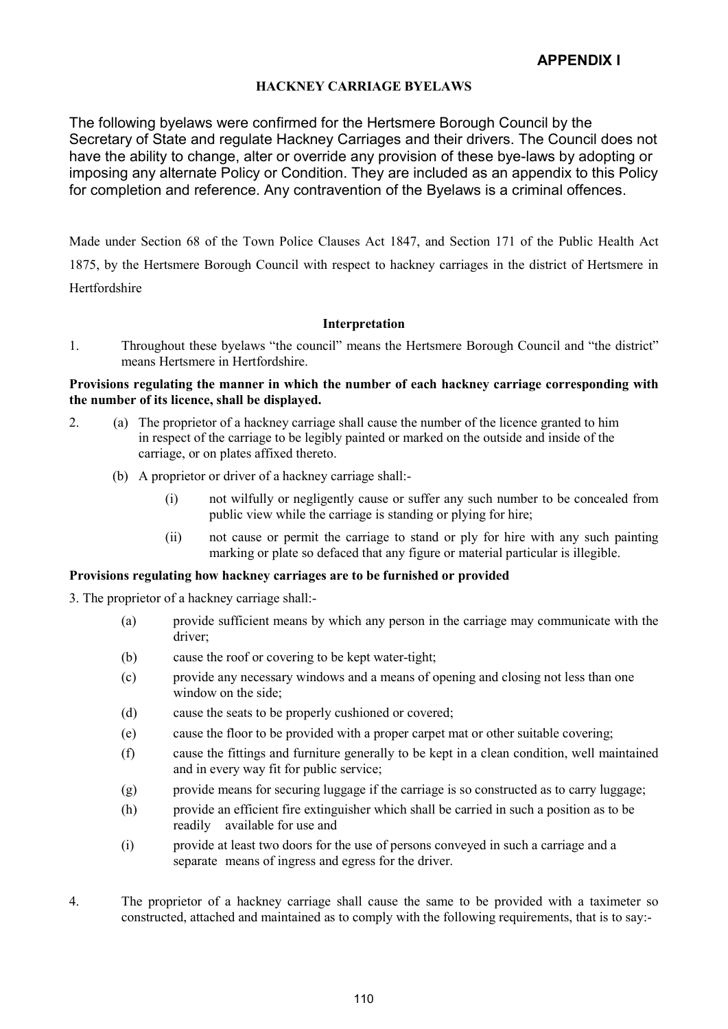# APPENDIX I

## HACKNEY CARRIAGE BYELAWS

The following byelaws were confirmed for the Hertsmere Borough Council by the Secretary of State and regulate Hackney Carriages and their drivers. The Council does not have the ability to change, alter or override any provision of these bye-laws by adopting or imposing any alternate Policy or Condition. They are included as an appendix to this Policy for completion and reference. Any contravention of the Byelaws is a criminal offences.

Made under Section 68 of the Town Police Clauses Act 1847, and Section 171 of the Public Health Act 1875, by the Hertsmere Borough Council with respect to hackney carriages in the district of Hertsmere in Hertfordshire

### Interpretation

1. Throughout these byelaws "the council" means the Hertsmere Borough Council and "the district" means Hertsmere in Hertfordshire.

**Provisions regulating the manner in which the number of each hackney carriage corresponding with the number of its licence, shall be displayed.**

2. (a) The proprietor of a hackney carriage shall cause the number of the licence granted to him in respect of the carriage to be legibly painted or marked on the outside and inside of the carriage, or on plates affixed thereto.

   (b) A proprietor or driver of a hackney carriage shall:-

   (i) not wilfully or negligently cause or suffer any such number to be concealed from public view while the carriage is standing or plying for hire;

   (ii) not cause or permit the carriage to stand or ply for hire with any such painting marking or plate so defaced that any figure or material particular is illegible.

**Provisions regulating how hackney carriages are to be furnished or provided**

3. The proprietor of a hackney carriage shall:-

   (a) provide sufficient means by which any person in the carriage may communicate with the driver;

   (b) cause the roof or covering to be kept water-tight;

   (c) provide any necessary windows and a means of opening and closing not less than one window on the side;

   (d) cause the seats to be properly cushioned or covered;

   (e) cause the floor to be provided with a proper carpet mat or other suitable covering;

   (f) cause the fittings and furniture generally to be kept in a clean condition, well maintained and in every way fit for public service;

   (g) provide means for securing luggage if the carriage is so constructed as to carry luggage;

   (h) provide an efficient fire extinguisher which shall be carried in such a position as to be readily available for use and

   (i) provide at least two doors for the use of persons conveyed in such a carriage and a separate means of ingress and egress for the driver.

4. The proprietor of a hackney carriage shall cause the same to be provided with a taximeter so constructed, attached and maintained as to comply with the following requirements, that is to say:-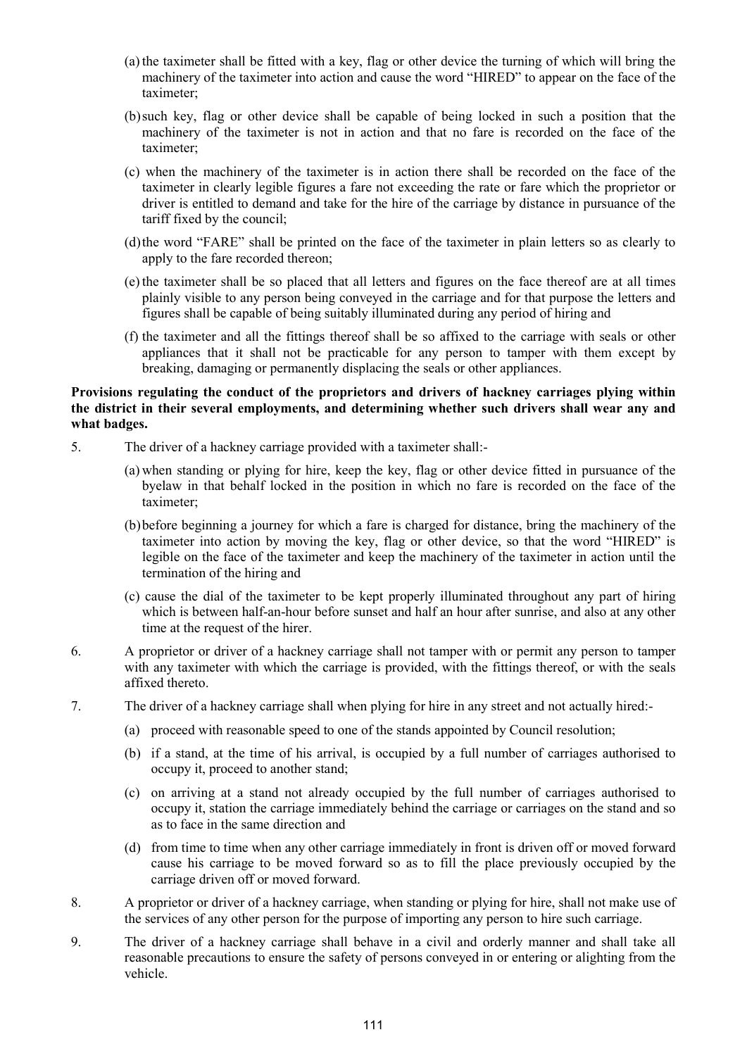(a) the taximeter shall be fitted with a key, flag or other device the turning of which will bring the machinery of the taximeter into action and cause the word "HIRED" to appear on the face of the taximeter;

(b) such key, flag or other device shall be capable of being locked in such a position that the machinery of the taximeter is not in action and that no fare is recorded on the face of the taximeter;

(c) when the machinery of the taximeter is in action there shall be recorded on the face of the taximeter in clearly legible figures a fare not exceeding the rate or fare which the proprietor or driver is entitled to demand and take for the hire of the carriage by distance in pursuance of the tariff fixed by the council;

(d) the word "FARE" shall be printed on the face of the taximeter in plain letters so as clearly to apply to the fare recorded thereon;

(e) the taximeter shall be so placed that all letters and figures on the face thereof are at all times plainly visible to any person being conveyed in the carriage and for that purpose the letters and figures shall be capable of being suitably illuminated during any period of hiring and

(f) the taximeter and all the fittings thereof shall be so affixed to the carriage with seals or other appliances that it shall not be practicable for any person to tamper with them except by breaking, damaging or permanently displacing the seals or other appliances.

**Provisions regulating the conduct of the proprietors and drivers of hackney carriages plying within the district in their several employments, and determining whether such drivers shall wear any and what badges.**

5. The driver of a hackney carriage provided with a taximeter shall:-

   (a) when standing or plying for hire, keep the key, flag or other device fitted in pursuance of the byelaw in that behalf locked in the position in which no fare is recorded on the face of the taximeter;

   (b) before beginning a journey for which a fare is charged for distance, bring the machinery of the taximeter into action by moving the key, flag or other device, so that the word "HIRED" is legible on the face of the taximeter and keep the machinery of the taximeter in action until the termination of the hiring and

   (c) cause the dial of the taximeter to be kept properly illuminated throughout any part of hiring which is between half-an-hour before sunset and half an hour after sunrise, and also at any other time at the request of the hirer.

6. A proprietor or driver of a hackney carriage shall not tamper with or permit any person to tamper with any taximeter with which the carriage is provided, with the fittings thereof, or with the seals affixed thereto.

7. The driver of a hackney carriage shall when plying for hire in any street and not actually hired:-

   (a) proceed with reasonable speed to one of the stands appointed by Council resolution;

   (b) if a stand, at the time of his arrival, is occupied by a full number of carriages authorised to occupy it, proceed to another stand;

   (c) on arriving at a stand not already occupied by the full number of carriages authorised to occupy it, station the carriage immediately behind the carriage or carriages on the stand and so as to face in the same direction and

   (d) from time to time when any other carriage immediately in front is driven off or moved forward cause his carriage to be moved forward so as to fill the place previously occupied by the carriage driven off or moved forward.

8. A proprietor or driver of a hackney carriage, when standing or plying for hire, shall not make use of the services of any other person for the purpose of importing any person to hire such carriage.

9. The driver of a hackney carriage shall behave in a civil and orderly manner and shall take all reasonable precautions to ensure the safety of persons conveyed in or entering or alighting from the vehicle.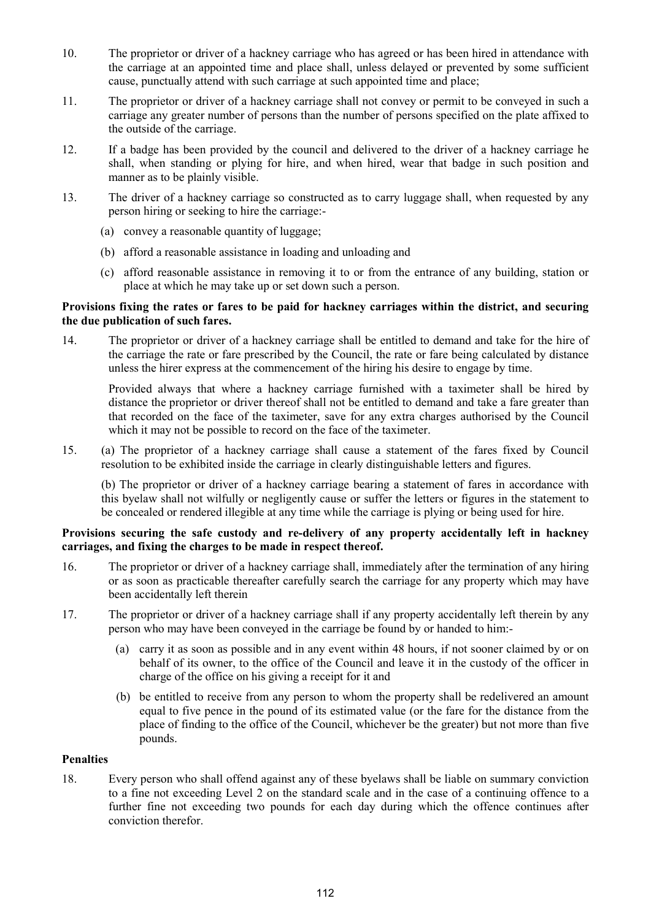10. The proprietor or driver of a hackney carriage who has agreed or has been hired in attendance with the carriage at an appointed time and place shall, unless delayed or prevented by some sufficient cause, punctually attend with such carriage at such appointed time and place;

11. The proprietor or driver of a hackney carriage shall not convey or permit to be conveyed in such a carriage any greater number of persons than the number of persons specified on the plate affixed to the outside of the carriage.

12. If a badge has been provided by the council and delivered to the driver of a hackney carriage he shall, when standing or plying for hire, and when hired, wear that badge in such position and manner as to be plainly visible.

13. The driver of a hackney carriage so constructed as to carry luggage shall, when requested by any person hiring or seeking to hire the carriage:-

    (a) convey a reasonable quantity of luggage;

    (b) afford a reasonable assistance in loading and unloading and

    (c) afford reasonable assistance in removing it to or from the entrance of any building, station or place at which he may take up or set down such a person.

**Provisions fixing the rates or fares to be paid for hackney carriages within the district, and securing the due publication of such fares.**

14. The proprietor or driver of a hackney carriage shall be entitled to demand and take for the hire of the carriage the rate or fare prescribed by the Council, the rate or fare being calculated by distance unless the hirer express at the commencement of the hiring his desire to engage by time.

    Provided always that where a hackney carriage furnished with a taximeter shall be hired by distance the proprietor or driver thereof shall not be entitled to demand and take a fare greater than that recorded on the face of the taximeter, save for any extra charges authorised by the Council which it may not be possible to record on the face of the taximeter.

15. (a) The proprietor of a hackney carriage shall cause a statement of the fares fixed by Council resolution to be exhibited inside the carriage in clearly distinguishable letters and figures.

    (b) The proprietor or driver of a hackney carriage bearing a statement of fares in accordance with this byelaw shall not wilfully or negligently cause or suffer the letters or figures in the statement to be concealed or rendered illegible at any time while the carriage is plying or being used for hire.

**Provisions securing the safe custody and re-delivery of any property accidentally left in hackney carriages, and fixing the charges to be made in respect thereof.**

16. The proprietor or driver of a hackney carriage shall, immediately after the termination of any hiring or as soon as practicable thereafter carefully search the carriage for any property which may have been accidentally left therein

17. The proprietor or driver of a hackney carriage shall if any property accidentally left therein by any person who may have been conveyed in the carriage be found by or handed to him:-

    (a) carry it as soon as possible and in any event within 48 hours, if not sooner claimed by or on behalf of its owner, to the office of the Council and leave it in the custody of the officer in charge of the office on his giving a receipt for it and

    (b) be entitled to receive from any person to whom the property shall be redelivered an amount equal to five pence in the pound of its estimated value (or the fare for the distance from the place of finding to the office of the Council, whichever be the greater) but not more than five pounds.

**Penalties**

18. Every person who shall offend against any of these byelaws shall be liable on summary conviction to a fine not exceeding Level 2 on the standard scale and in the case of a continuing offence to a further fine not exceeding two pounds for each day during which the offence continues after conviction therefor.